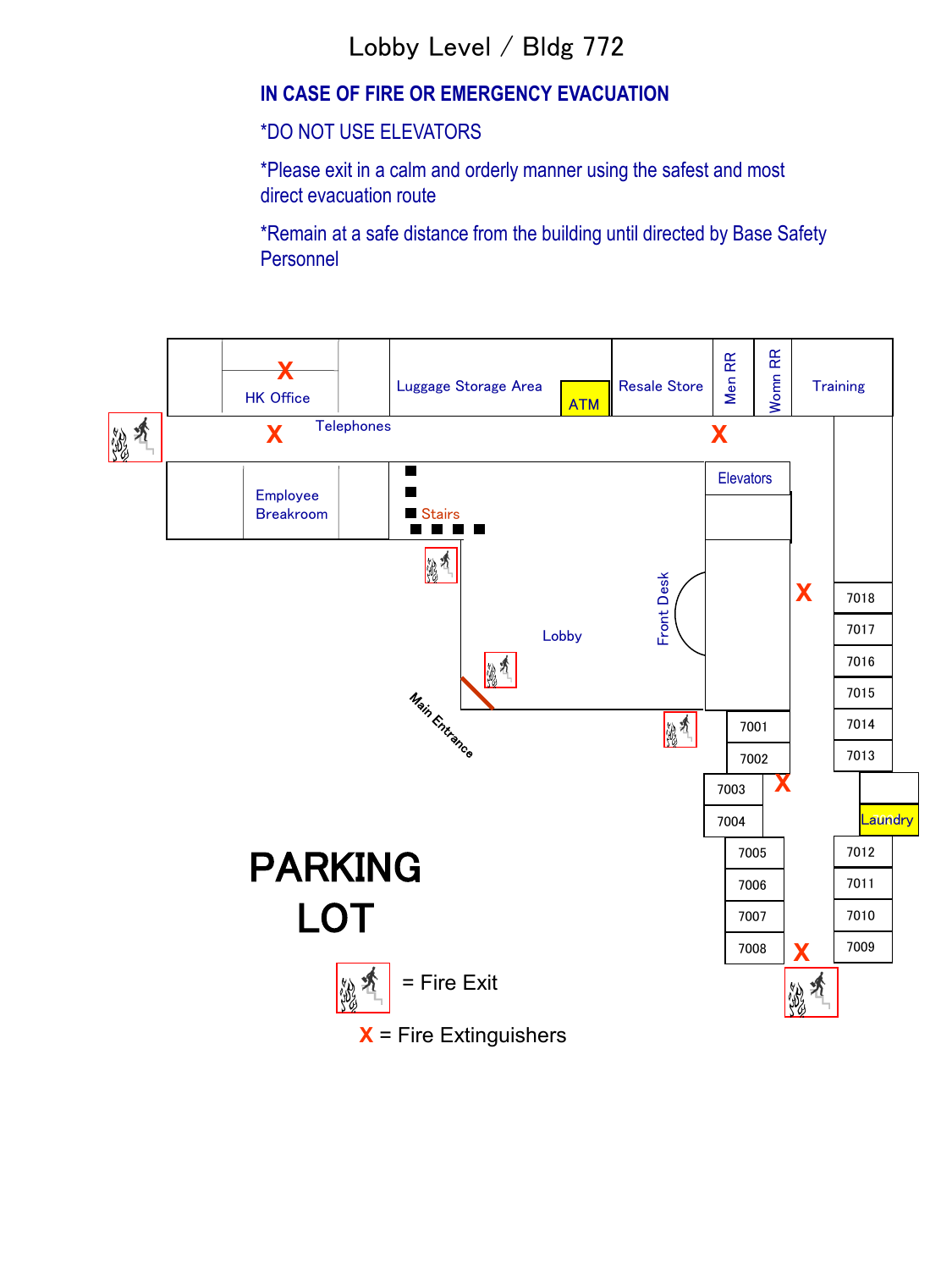# Lobby Level / Bldg 772

**IN CASE OF FIRE OR EMERGENCY EVACUATION**

*DO NOT USE ELEVATORS

*Please exit in a calm and orderly manner using the safest and most direct evacuation route

*Remain at a safe distance from the building until directed by Base Safety Personnel

HK Office

Luggage Storage Area

ATM

Resale Store

Men RR

Womn RR

Training

Telephones

Employee Breakroom

Stairs

Elevators

Front Desk

Lobby

Main Entrance

7018

7017

7016

7015

7014

7013

7001

7002

7003

7004

Laundry

7005

7006

7007

7008

7012

7011

7010

7009

PARKING LOT

= Fire Exit

X = Fire Extinguishers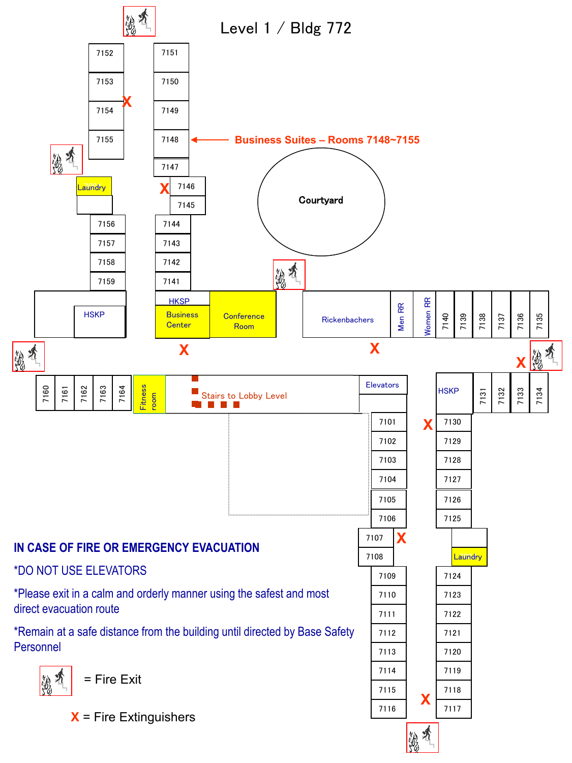# Level 1 / Bldg 772

Business Suites – Rooms 7148~7155

7152
7153
7154
7155
7151
7150
7149
7148
7147
7146
7145
Laundry
Courtyard
7156
7157
7158
7159
7144
7143
7142
7141
HSKP
HKSP
Business Center
Conference Room
Rickenbachers
Men RR
Women RR
7140
7139
7138
7137
7136
7135
7160
7161
7162
7163
7164
Fitness room
Stairs to Lobby Level
Elevators
HSKP
7131
7132
7133
7134
7101
7102
7103
7104
7105
7106
7107
7108
7109
7110
7111
7112
7113
7114
7115
7116
7130
7129
7128
7127
7126
7125
Laundry
7124
7123
7122
7121
7120
7119
7118
7117

**IN CASE OF FIRE OR EMERGENCY EVACUATION**

*DO NOT USE ELEVATORS

*Please exit in a calm and orderly manner using the safest and most direct evacuation route

*Remain at a safe distance from the building until directed by Base Safety Personnel

= Fire Exit

X = Fire Extinguishers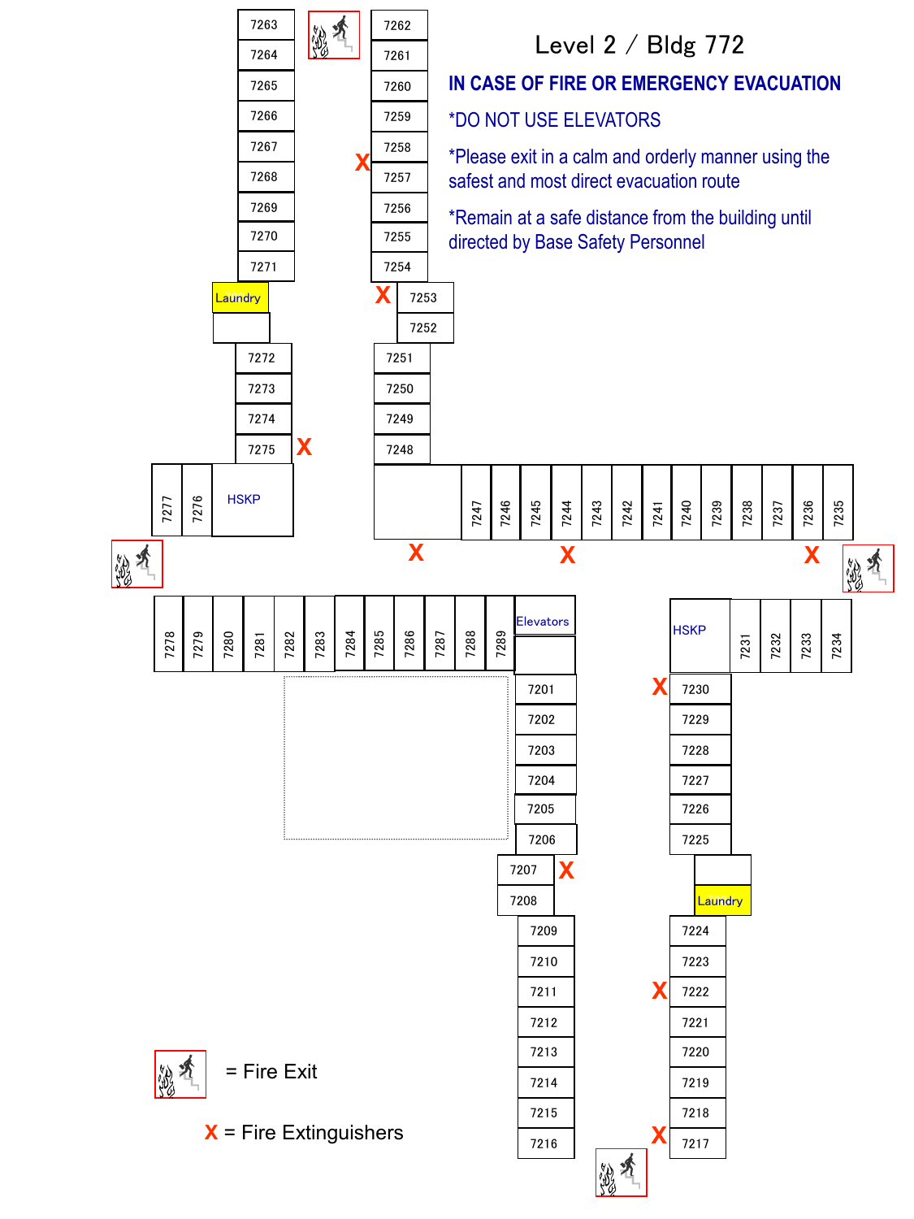# Level 2 / Bldg 772

## IN CASE OF FIRE OR EMERGENCY EVACUATION

*DO NOT USE ELEVATORS

*Please exit in a calm and orderly manner using the safest and most direct evacuation route

*Remain at a safe distance from the building until directed by Base Safety Personnel

7263
7264
7265
7266
7267
7268
7269
7270
7271
Laundry
7272
7273
7274
7275 X

7262
7261
7260
7259
7258
X 7257
7256
7255
7254
X 7253
7252
7251
7250
7249
7248

7277 7276 HSKP

X X X
7247 7246 7245 7244 7243 7242 7241 7240 7239 7238 7237 7236 7235

7278 7279 7280 7281 7282 7283 7284 7285 7286 7287 7288 7289 Elevators

7201
7202
7203
7204
7205
7206
7207 X
7208
7209
7210
7211
7212
7213
7214
7215
7216

HSKP 7231 7232 7233 7234

X 7230
7229
7228
7227
7226
7225
Laundry
7224
7223
X 7222
7221
7220
7219
7218
X 7217

= Fire Exit

X = Fire Extinguishers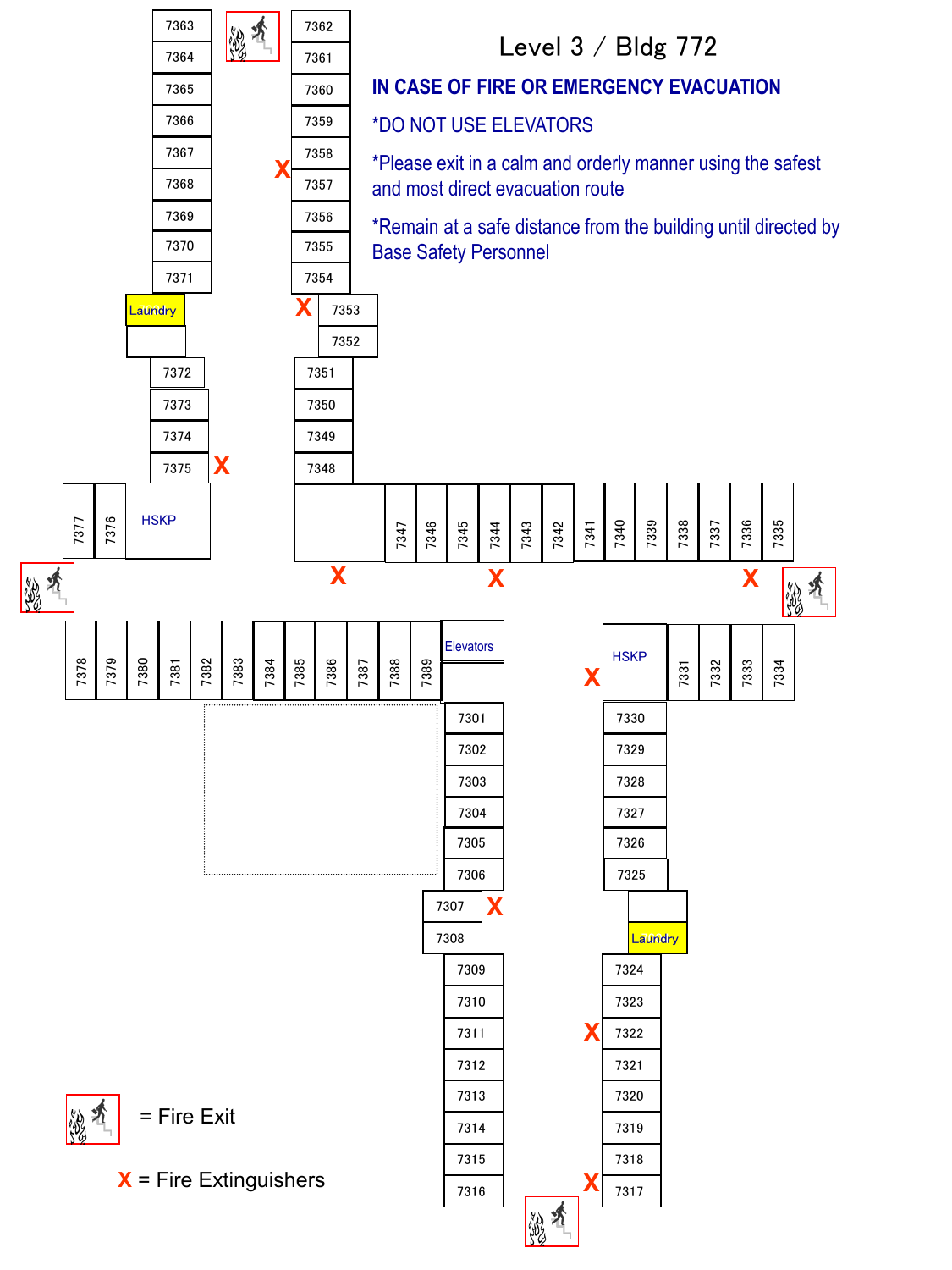# Level 3 / Bldg 772

**IN CASE OF FIRE OR EMERGENCY EVACUATION**

*DO NOT USE ELEVATORS

*Please exit in a calm and orderly manner using the safest and most direct evacuation route

*Remain at a safe distance from the building until directed by Base Safety Personnel

7363, 7364, 7365, 7366, 7367, 7368, 7369, 7370, 7371, Laundry, 7372, 7373, 7374, 7375

7362, 7361, 7360, 7359, 7358, 7357, 7356, 7355, 7354, 7353, 7352, 7351, 7350, 7349, 7348

7377, 7376, HSKP

7347, 7346, 7345, 7344, 7343, 7342, 7341, 7340, 7339, 7338, 7337, 7336, 7335

7378, 7379, 7380, 7381, 7382, 7383, 7384, 7385, 7386, 7387, 7388, 7389, Elevators

HSKP, 7331, 7332, 7333, 7334

7301, 7302, 7303, 7304, 7305, 7306, 7307, 7308, 7309, 7310, 7311, 7312, 7313, 7314, 7315, 7316

7330, 7329, 7328, 7327, 7326, 7325, Laundry, 7324, 7323, 7322, 7321, 7320, 7319, 7318, 7317

= Fire Exit

X = Fire Extinguishers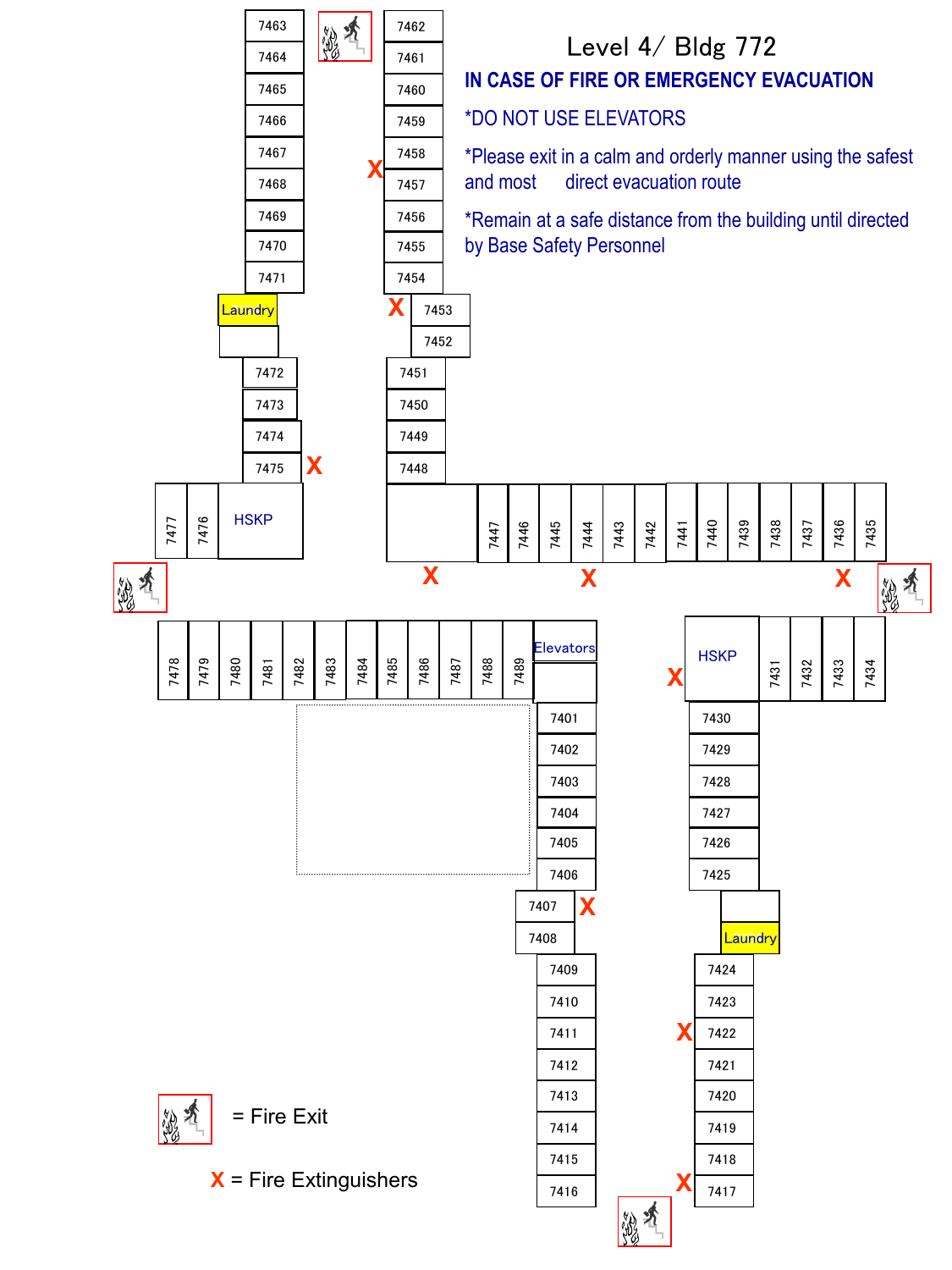# Level 4/ Bldg 772

**IN CASE OF FIRE OR EMERGENCY EVACUATION**

*DO NOT USE ELEVATORS

*Please exit in a calm and orderly manner using the safest and most direct evacuation route

*Remain at a safe distance from the building until directed by Base Safety Personnel

7463, 7464, 7465, 7466, 7467, 7468, 7469, 7470, 7471

7462, 7461, 7460, 7459, 7458, 7457, 7456, 7455, 7454

Laundry

7453, 7452

7472, 7473, 7474, 7475

7451, 7450, 7449, 7448

7477, 7476, HSKP

7447, 7446, 7445, 7444, 7443, 7442, 7441, 7440, 7439, 7438, 7437, 7436, 7435

7478, 7479, 7480, 7481, 7482, 7483, 7484, 7485, 7486, 7487, 7488, 7489, Elevators

HSKP, 7431, 7432, 7433, 7434

7401, 7402, 7403, 7404, 7405, 7406, 7407, 7408, 7409, 7410, 7411, 7412, 7413, 7414, 7415, 7416

7430, 7429, 7428, 7427, 7426, 7425

Laundry

7424, 7423, 7422, 7421, 7420, 7419, 7418, 7417

= Fire Exit

X = Fire Extinguishers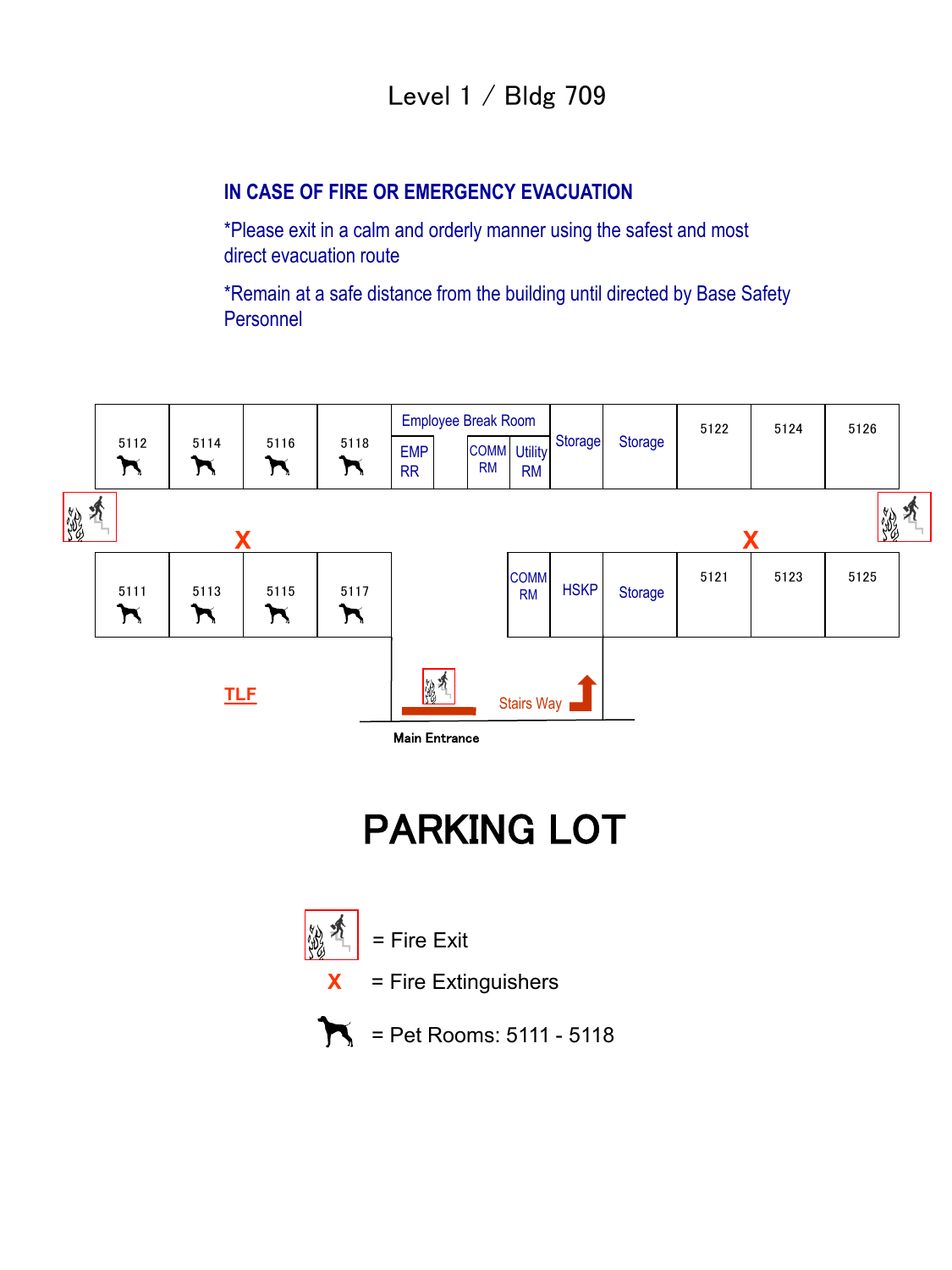# Level 1 / Bldg 709

## IN CASE OF FIRE OR EMERGENCY EVACUATION

*Please exit in a calm and orderly manner using the safest and most direct evacuation route

*Remain at a safe distance from the building until directed by Base Safety Personnel

5112 5114 5116 5118 Employee Break Room EMP RR COMM RM Utility RM Storage Storage 5122 5124 5126

X X

5111 5113 5115 5117 COMM RM HSKP Storage 5121 5123 5125

TLF

Stairs Way

Main Entrance

# PARKING LOT

= Fire Exit

X = Fire Extinguishers

= Pet Rooms: 5111 - 5118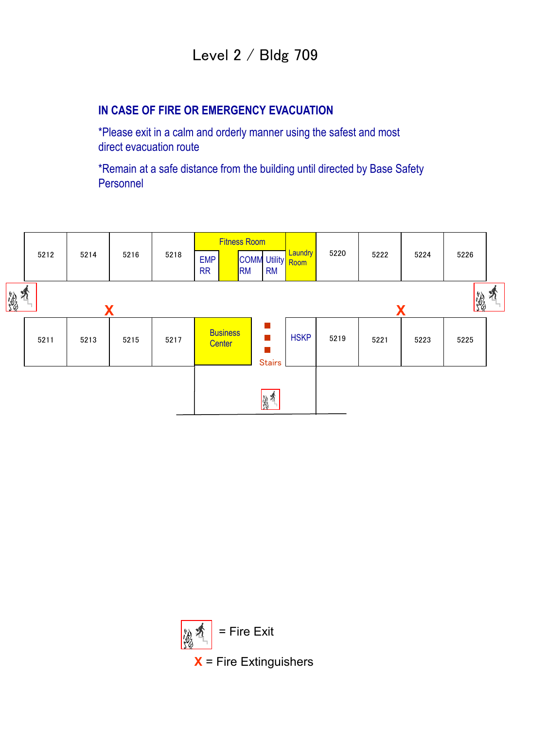# Level 2 / Bldg 709

**IN CASE OF FIRE OR EMERGENCY EVACUATION**

*Please exit in a calm and orderly manner using the safest and most direct evacuation route

*Remain at a safe distance from the building until directed by Base Safety Personnel

5212 | 5214 | 5216 | 5218 | Fitness Room | EMP RR | COMM RM | Utility RM | Laundry Room | 5220 | 5222 | 5224 | 5226

X | X

5211 | 5213 | 5215 | 5217 | Business Center | Stairs | HSKP | 5219 | 5221 | 5223 | 5225

= Fire Exit

X = Fire Extinguishers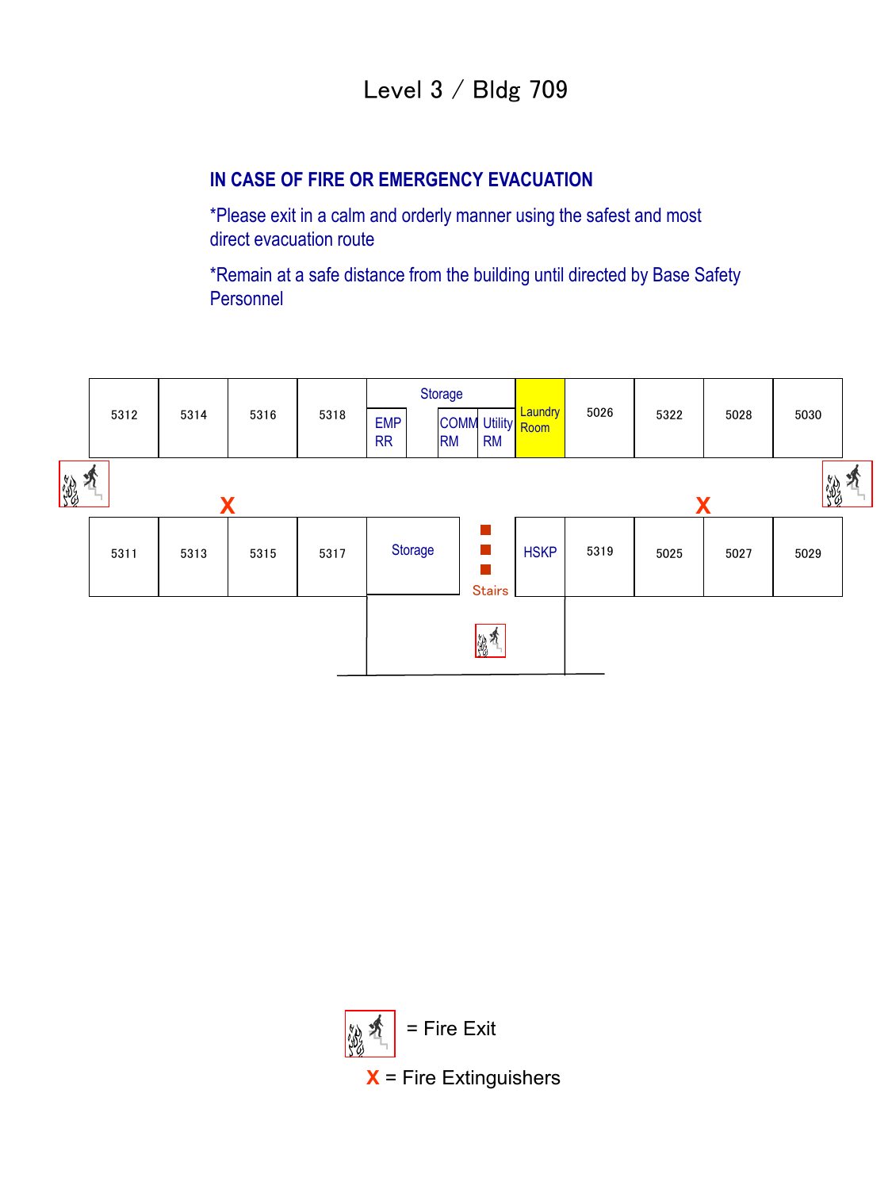# Level 3 / Bldg 709

## IN CASE OF FIRE OR EMERGENCY EVACUATION

*Please exit in a calm and orderly manner using the safest and most direct evacuation route

*Remain at a safe distance from the building until directed by Base Safety Personnel

5312
5314
5316
5318
Storage
EMP RR
COMM RM
Utility RM
Laundry Room
5026
5322
5028
5030

X
X

5311
5313
5315
5317
Storage
Stairs
HSKP
5319
5025
5027
5029

= Fire Exit

X = Fire Extinguishers